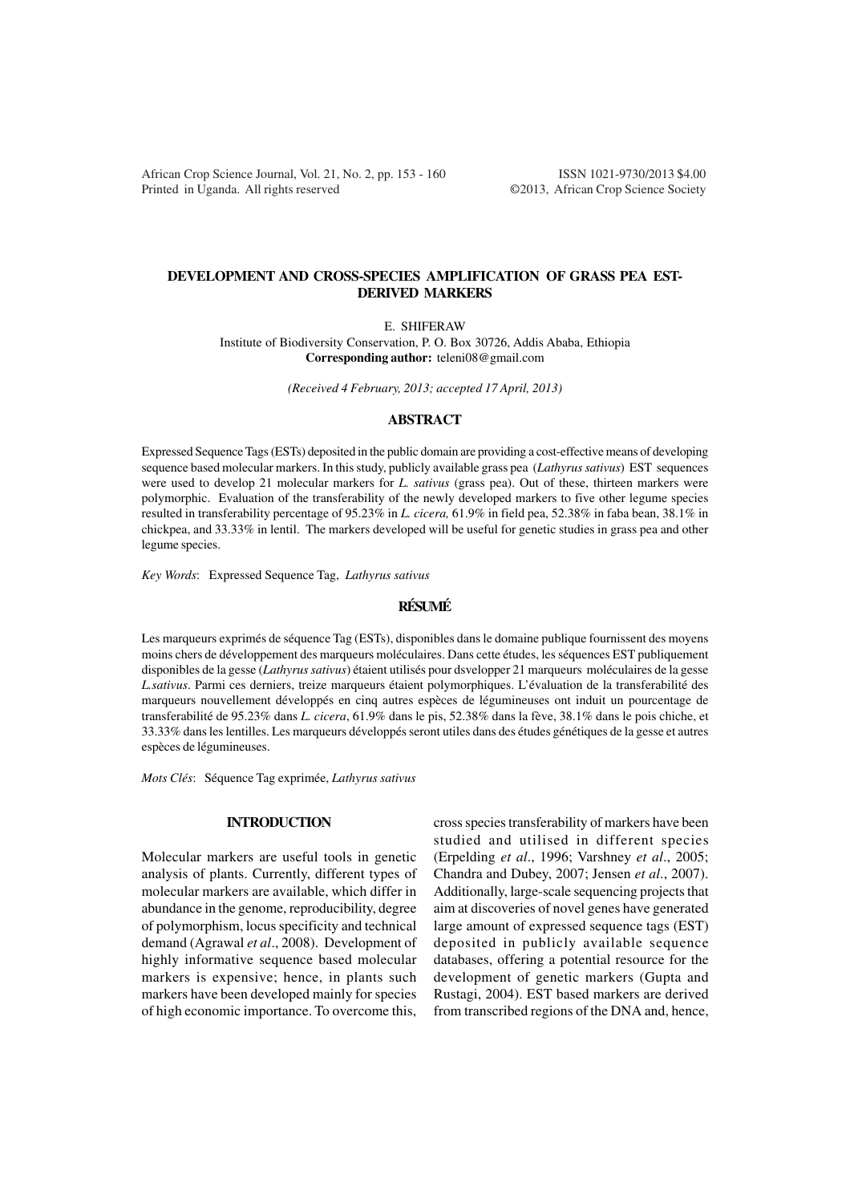# DEVELOPMENT AND CROSS-SPECIES AMPLIFICATION OF GRASS PEA EST-DERIVED MARKERS

E. SHIFERAW

Institute of Biodiversity Conservation, P. O. Box 30726, Addis Ababa, Ethiopia

**Corresponding author:** teleni08@gmail.com

*(Received 4 February, 2013; accepted 17 April, 2013)*

## ABSTRACT

Expressed Sequence Tags (ESTs) deposited in the public domain are providing a cost-effective means of developing sequence based molecular markers. In this study, publicly available grass pea (*Lathyrus sativus*) EST sequences were used to develop 21 molecular markers for *L. sativus* (grass pea). Out of these, thirteen markers were polymorphic. Evaluation of the transferability of the newly developed markers to five other legume species resulted in transferability percentage of 95.23% in *L. cicera,* 61.9% in field pea, 52.38% in faba bean, 38.1% in chickpea, and 33.33% in lentil. The markers developed will be useful for genetic studies in grass pea and other legume species.

*Key Words*: Expressed Sequence Tag, *Lathyrus sativus*

## RÉSUMÉ

Les marqueurs exprimés de séquence Tag (ESTs), disponibles dans le domaine public fournissent des moyens moins chers de développement des marqueurs moléculaires. Dans cette études, les séquences EST publiquement disponibles de la gesse (*Lathyrus sativus*) étaient utilisés pour dsvelopper 21 marqueurs moléculaires de la gesse *L.sativus*. Parmi ces derniers, treize marqueurs étaient polymorphiques. L'évaluation de la transferabilité des marqueurs nouvellement développés en cinq autres espèces de légumineuses ont induit un pourcentage de transferabilité de 95.23% dans *L. cicera*, 61.9% dans le pis, 52.38% dans la fève, 38.1% dans le pois chiche, et 33.33% dans les lentilles. Les marqueurs développés seront utiles dans des études génétiques de la gesse et autres espèces de légumineuses.

*Mots Clés*: Séquence Tag exprimée, *Lathyrus sativus*

## INTRODUCTION

Molecular markers are useful tools in genetic analysis of plants. Currently, different types of molecular markers are available, which differ in abundance in the genome, reproducibility, degree of polymorphism, locus specificity and technical demand (Agrawal *et al*., 2008). Development of highly informative sequence based molecular markers is expensive; hence, in plants such markers have been developed mainly for species of high economic importance. To overcome this, cross species transferability of markers have been studied and utilised in different species (Erpelding *et al*., 1996; Varshney *et al*., 2005; Chandra and Dubey, 2007; Jensen *et al*., 2007). Additionally, large-scale sequencing projects that aim at discoveries of novel genes have generated large amount of expressed sequence tags (EST) deposited in publicly available sequence databases, offering a potential resource for the development of genetic markers (Gupta and Rustagi, 2004). EST based markers are derived from transcribed regions of the DNA and, hence,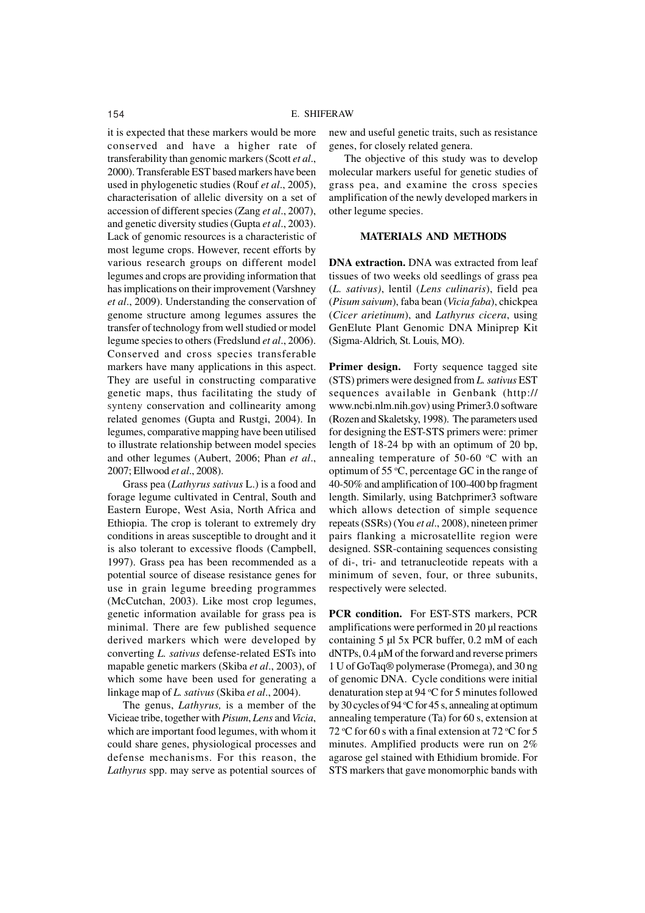it is expected that these markers would be more conserved and have a higher rate of transferability than genomic markers (Scott *et al*., 2000). Transferable EST based markers have been used in phylogenetic studies (Rouf *et al*., 2005), characterisation of allelic diversity on a set of accession of different species (Zang *et al*., 2007), and genetic diversity studies (Gupta *et al*., 2003). Lack of genomic resources is a characteristic of most legume crops. However, recent efforts by various research groups on different model legumes and crops are providing information that has implications on their improvement (Varshney *et al*., 2009). Understanding the conservation of genome structure among legumes assures the transfer of technology from well studied or model legume species to others (Fredslund *et al*., 2006). Conserved and cross species transferable markers have many applications in this aspect. They are useful in constructing comparative genetic maps, thus facilitating the study of synteny conservation and collinearity among related genomes (Gupta and Rustgi, 2004). In legumes, comparative mapping have been utilised to illustrate relationship between model species and other legumes (Aubert, 2006; Phan *et al*., 2007; Ellwood *et al*., 2008).

Grass pea (*Lathyrus sativus* L.) is a food and forage legume cultivated in Central, South and Eastern Europe, West Asia, North Africa and Ethiopia. The crop is tolerant to extremely dry conditions in areas susceptible to drought and it is also tolerant to excessive floods (Campbell, 1997). Grass pea has been recommended as a potential source of disease resistance genes for use in grain legume breeding programmes (McCutchan, 2003). Like most crop legumes, genetic information available for grass pea is minimal. There are few published sequence derived markers which were developed by converting *L. sativus* defense-related ESTs into mapable genetic markers (Skiba *et al*., 2003), of which some have been used for generating a linkage map of *L. sativus* (Skiba *et al*., 2004).

The genus, *Lathyrus,* is a member of the Vicieae tribe, together with *Pisum*, *Lens* and *Vicia*, which are important food legumes, with whom it could share genes, physiological processes and defense mechanisms. For this reason, the *Lathyrus* spp. may serve as potential sources of new and useful genetic traits, such as resistance genes, for closely related genera.

The objective of this study was to develop molecular markers useful for genetic studies of grass pea, and examine the cross species amplification of the newly developed markers in other legume species.

## MATERIALS AND METHODS

**DNA extraction.** DNA was extracted from leaf tissues of two weeks old seedlings of grass pea (*L. sativus)*, lentil (*Lens culinaris*), field pea (*Pisum saivum*), faba bean (*Vicia faba*), chickpea (*Cicer arietinum*), and *Lathyrus cicera*, using GenElute Plant Genomic DNA Miniprep Kit (Sigma-Aldrich, St. Louis, MO).

**Primer design.** Forty sequence tagged site (STS) primers were designed from *L. sativus* EST sequences available in Genbank (http://www.ncbi.nlm.nih.gov) using Primer3.0 software (Rozen and Skaletsky, 1998). The parameters used for designing the EST-STS primers were: primer length of 18-24 bp with an optimum of 20 bp, annealing temperature of 50-60 °C with an optimum of 55 °C, percentage GC in the range of 40-50% and amplification of 100-400 bp fragment length. Similarly, using Batchprimer3 software which allows detection of simple sequence repeats (SSRs) (You *et al*., 2008), nineteen primer pairs flanking a microsatellite region were designed. SSR-containing sequences consisting of di-, tri- and tetranucleotide repeats with a minimum of seven, four, or three subunits, respectively were selected.

**PCR condition.** For EST-STS markers, PCR amplifications were performed in 20 µl reactions containing 5 µl 5x PCR buffer, 0.2 mM of each dNTPs, 0.4 µM of the forward and reverse primers 1 U of GoTaq® polymerase (Promega), and 30 ng of genomic DNA. Cycle conditions were initial denaturation step at 94 °C for 5 minutes followed by 30 cycles of 94 °C for 45 s, annealing at optimum annealing temperature (Ta) for 60 s, extension at 72 °C for 60 s with a final extension at 72 °C for 5 minutes. Amplified products were run on 2% agarose gel stained with Ethidium bromide. For STS markers that gave monomorphic bands with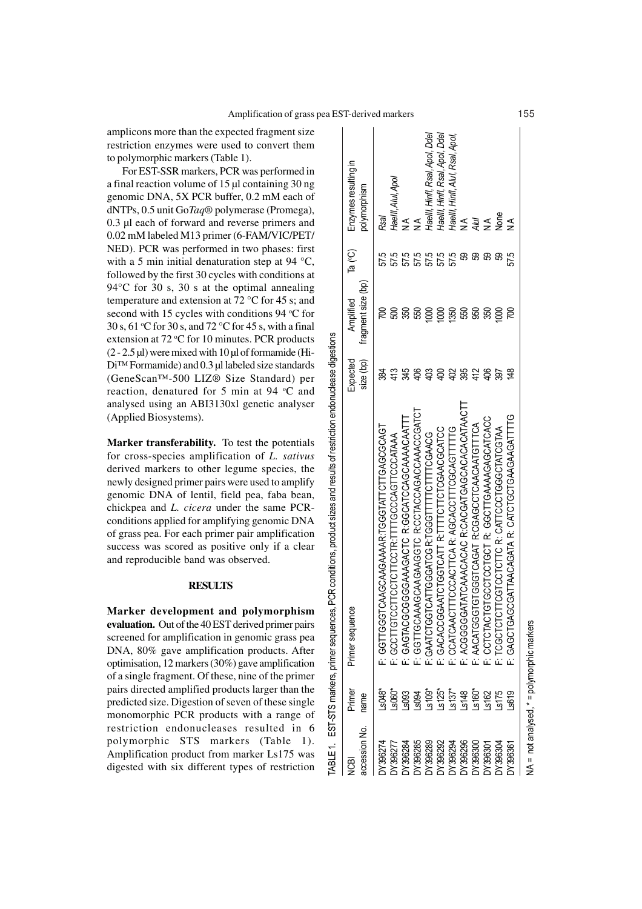amplicons more than the expected fragment size restriction enzymes were used to convert them to polymorphic markers (Table 1).

For EST-SSR markers, PCR was performed in a final reaction volume of 15 µl containing 30 ng genomic DNA, 5X PCR buffer, 0.2 mM each of dNTPs, 0.5 unit Go*Taq*® polymerase (Promega), 0.3 µl each of forward and reverse primers and 0.02 mM labeled M13 primer (6-FAM/VIC/PET/NED). PCR was performed in two phases: first with a 5 min initial denaturation step at 94 °C, followed by the first 30 cycles with conditions at 94°C for 30 s, 30 s at the optimal annealing temperature and extension at 72 °C for 45 s; and second with 15 cycles with conditions 94 °C for 30 s, 61 °C for 30 s, and 72 °C for 45 s, with a final extension at 72 °C for 10 minutes. PCR products (2 - 2.5 µl) were mixed with 10 µl of formamide (Hi-Di™ Formamide) and 0.3 µl labeled size standards (GeneScan™-500 LIZ® Size Standard) per reaction, denatured for 5 min at 94 °C and analysed using an ABI3130xl genetic analyser (Applied Biosystems).

**Marker transferability.** To test the potentials for cross-species amplification of *L. sativus* derived markers to other legume species, the newly designed primer pairs were used to amplify genomic DNA of lentil, field pea, faba bean, chickpea and *L. cicera* under the same PCR-conditions applied for amplifying genomic DNA of grass pea. For each primer pair amplification success was scored as positive only if a clear and reproducible band was observed.

## RESULTS

**Marker development and polymorphism evaluation.** Out of the 40 EST derived primer pairs screened for amplification in genomic grass pea DNA, 80% gave amplification products. After optimisation, 12 markers (30%) gave amplification of a single fragment. Of these, nine of the primer pairs directed amplified products larger than the predicted size. Digestion of seven of these single monomorphic PCR products with a range of restriction endonucleases resulted in 6 polymorphic STS markers (Table 1). Amplification product from marker Ls175 was digested with six different types of restriction

TABLE 1. EST-STS markers, primer sequences, PCR conditions, product sizes and results of restriction endonuclease digestions

| NCBI accession No. | Primer name | Primer sequence | Expected size (bp) | Amplified fragment size (bp) | Ta (°C) | Enzymes resulting in polymorphism |
|---|---|---|---|---|---|---|
| DY396274 | Ls048* | F: GGTTGGGTCAAGCAAGAAAAR:TGGGTATTCTTGAGCGCAGT | 384 | 700 | 57.5 | *RsaI* |
| DY396277 | Ls060* | F: GCCTTGTCCTTCCTCTTCCTR:TTTTGCCCAGTTCCCATAAA | 413 | 500 | 57.5 | *HaeIII, AluI, ApoI* |
| DY396284 | Ls093 | F: GAGTACGCGGGGAAAGACTC R:GGCATCCAGCAAAACAATTT | 345 | 350 | 57.5 | NA |
| DY396285 | Ls094 | F: GGTTGCAAAGCAAGAAGGTC R:CCTACCAGACCAAACCGATCT | 406 | 550 | 57.5 | NA |
| DY396289 | Ls109* | F: GAATCTGGTCATTGGGATCG R:TGGGTTTTTCTTTTCGAACG | 403 | 1000 | 57.5 | *HaeIII, HinfI, RsaI, ApoI, DdeI* |
| DY396292 | Ls125* | F: GACACCGGAATCTGGTCATT R:TTTTCTTCTCGAACGCATCC | 400 | 1000 | 57.5 | *HaeIII, HinfI, RsaI, ApoI, DdeI* |
| DY396294 | Ls137* | F: CCATCAACTTTCCCACTTCA R: AGCACCTTTCGCAGTTTTTG | 402 | 1350 | 57.5 | *HaeIII, HinfI, AluI, RsaI, ApoI,* |
| DY396296 | Ls148 | F: ACGGGGATATCAAACACAC R:CACGATGAGCACACATAACTT | 395 | 550 | 59 | NA |
| DY396300 | Ls160* | F: AACATGGGTGTGGGTCAGAT R:CGAGCCTCAACAATGTTTCA | 412 | 950 | 59 | *AluI* |
| DY396301 | Ls162 | F: CCTCTACTGTGCCTCCTGCT R: GGCTTGAAAAGAGCATCACC | 406 | 350 | 59 | NA |
| DY396304 | Ls175 | F: TCGCTCTCTTCGTCCTCTTC R: CATTCCCTGGGCTATCGTAA | 397 | 1000 | 59 | None |
| DY396361 | Ls619 | F: GAGCTGAGCGATTAACAGATA R: CATCTGCTGAAGAAGATTTTG | 148 | 700 | 57.5 | NA |

NA = not analysed, * = polymorphic markers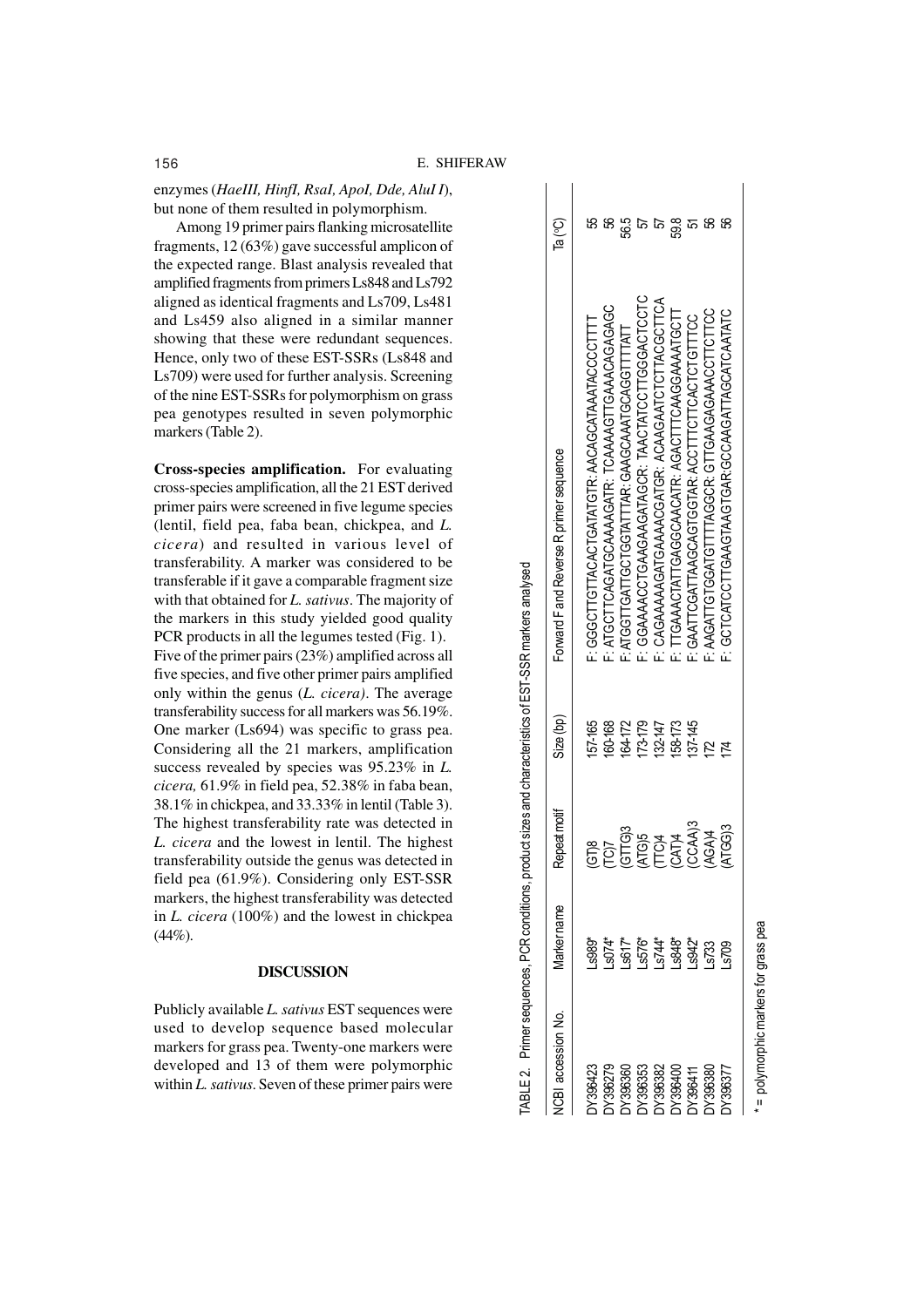enzymes (*HaeIII, HinfI, RsaI, ApoI, Dde, AluI I*), but none of them resulted in polymorphism.

Among 19 primer pairs flanking microsatellite fragments, 12 (63%) gave successful amplicon of the expected range. Blast analysis revealed that amplified fragments from primers Ls848 and Ls792 aligned as identical fragments and Ls709, Ls481 and Ls459 also aligned in a similar manner showing that these were redundant sequences. Hence, only two of these EST-SSRs (Ls848 and Ls709) were used for further analysis. Screening of the nine EST-SSRs for polymorphism on grass pea genotypes resulted in seven polymorphic markers (Table 2).

**Cross-species amplification.** For evaluating cross-species amplification, all the 21 EST derived primer pairs were screened in five legume species (lentil, field pea, faba bean, chickpea, and *L. cicera*) and resulted in various level of transferability. A marker was considered to be transferable if it gave a comparable fragment size with that obtained for *L. sativus*. The majority of the markers in this study yielded good quality PCR products in all the legumes tested (Fig. 1). Five of the primer pairs (23%) amplified across all five species, and five other primer pairs amplified only within the genus (*L. cicera)*. The average transferability success for all markers was 56.19%. One marker (Ls694) was specific to grass pea. Considering all the 21 markers, amplification success revealed by species was 95.23% in *L. cicera,* 61.9% in field pea, 52.38% in faba bean, 38.1% in chickpea, and 33.33% in lentil (Table 3). The highest transferability rate was detected in *L. cicera* and the lowest in lentil. The highest transferability outside the genus was detected in field pea (61.9%). Considering only EST-SSR markers, the highest transferability was detected in *L. cicera* (100%) and the lowest in chickpea (44%).

## DISCUSSION

Publicly available *L. sativus* EST sequences were used to develop sequence based molecular markers for grass pea. Twenty-one markers were developed and 13 of them were polymorphic within *L. sativus*. Seven of these primer pairs were

TABLE 2. Primer sequences, PCR conditions, product sizes and characteristics of EST-SSR markers analysed

| NCBI accession No. | Marker name | Repeat motif | Size (bp) | Forward F and Reverse R primer sequence | Ta (°C) |
|---|---|---|---|---|---|
| DY396423 | Ls989* | (GT)8 | 157-165 | F: GGGCTTGTTACACTGATATGTR: AACAGCATAAATACCCCTTTT | 55 |
| DY396279 | Ls074* | (TC)7 | 160-168 | F: ATGCTTCAGATGCAAAAGATR: TCAAAAGTTGAAACAGAGAGC | 56 |
| DY396360 | Ls617* | (GTTG)3 | 164-172 | F: ATGGTTGATTGCTGGTATTAR: GAAGCAAATGCAGGTTTTATT | 56.5 |
| DY396353 | Ls576* | (ATG)5 | 173-179 | F: GGAAAACCTGAAGAAGATAGCR: TAACTATCCTTGGGACTCCTC | 57 |
| DY396382 | Ls744* | (TTC)4 | 132-147 | F: CAGAAAAAGATGAAAACGATGR: ACAAGAATCTCTTACGCTTCA | 57 |
| DY396400 | Ls848* | (CAT)4 | 158-173 | F: TTGAAACTATTGAGGCAACATR: AGACTTTCAAGGAAAATGCTT | 59.8 |
| DY396411 | Ls942* | (CCAA)3 | 137-145 | F: GAATTCGATTAAGCAGTGGTAR: ACCTTTCTTCACTCTGTTTCC | 51 |
| DY396380 | Ls733 | (AGA)4 | 172 | F: AAGATTGTGGATGTTTTAGGCR: GTTGAAGAGAAACCTTCTTCC | 56 |
| DY396377 | Ls709 | (ATGG)3 | 174 | F: GCTCATCCTTGAAGTAAGTGAR:GCCAAGATTAGCATCAATATC | 56 |

\* = polymorphic markers for grass pea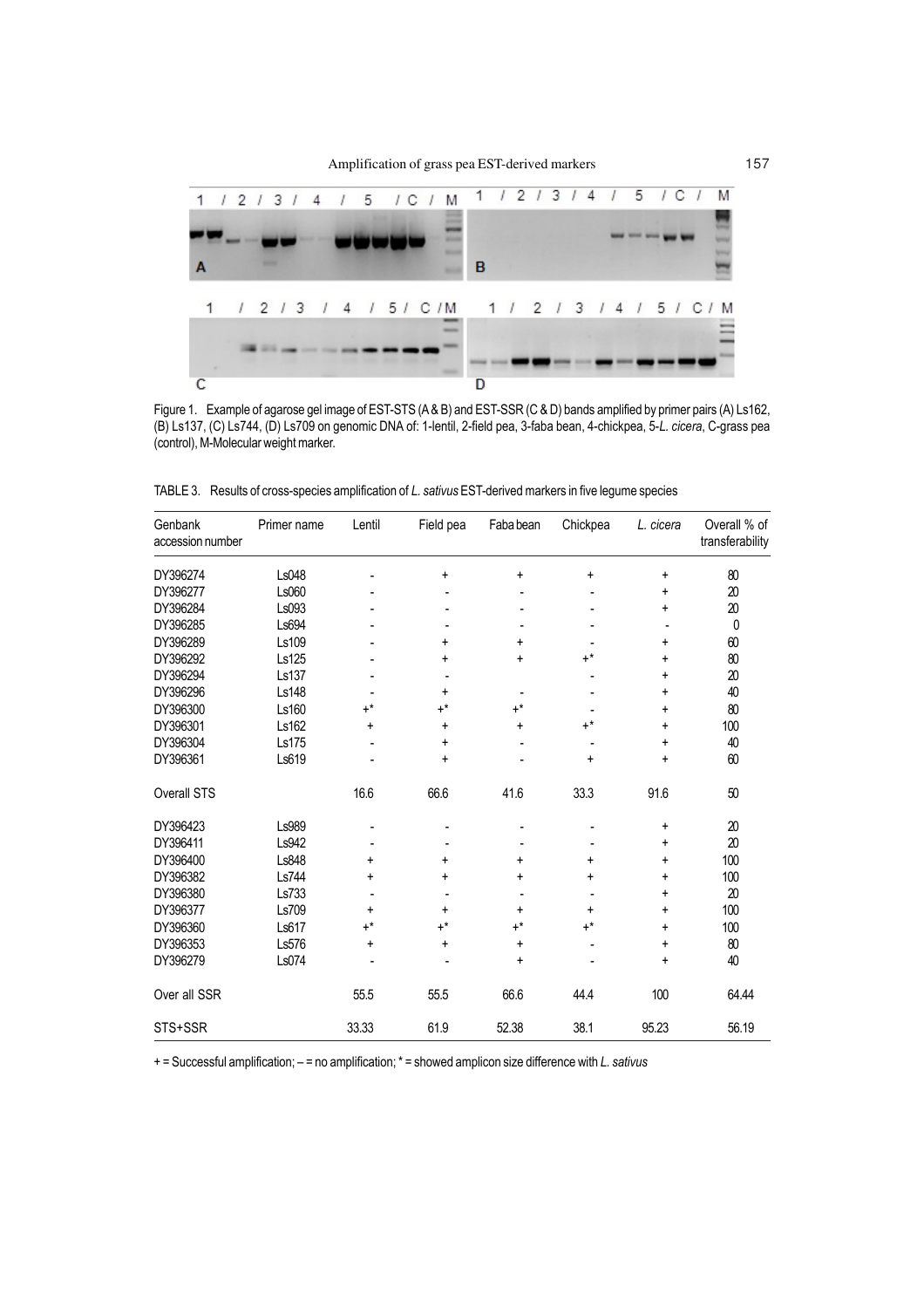Figure 1. Example of agarose gel image of EST-STS (A & B) and EST-SSR (C & D) bands amplified by primer pairs (A) Ls162, (B) Ls137, (C) Ls744, (D) Ls709 on genomic DNA of: 1-lentil, 2-field pea, 3-faba bean, 4-chickpea, 5-*L. cicera*, C-grass pea (control), M-Molecular weight marker.

TABLE 3. Results of cross-species amplification of *L. sativus* EST-derived markers in five legume species

| Genbank accession number | Primer name | Lentil | Field pea | Faba bean | Chickpea | *L. cicera* | Overall % of transferability |
|---|---|---|---|---|---|---|---|
| DY396274 | Ls048 | - | + | + | + | + | 80 |
| DY396277 | Ls060 | - | - | - | - | + | 20 |
| DY396284 | Ls093 | - | - | - | - | + | 20 |
| DY396285 | Ls694 | - | - | - | - | - | 0 |
| DY396289 | Ls109 | - | + | + | - | + | 60 |
| DY396292 | Ls125 | - | + | + | +* | + | 80 |
| DY396294 | Ls137 | - | - | | - | + | 20 |
| DY396296 | Ls148 | - | + | - | - | + | 40 |
| DY396300 | Ls160 | +* | +* | +* | - | + | 80 |
| DY396301 | Ls162 | + | + | + | +* | + | 100 |
| DY396304 | Ls175 | - | + | - | - | + | 40 |
| DY396361 | Ls619 | - | + | - | + | + | 60 |
| Overall STS | | 16.6 | 66.6 | 41.6 | 33.3 | 91.6 | 50 |
| DY396423 | Ls989 | - | - | - | - | + | 20 |
| DY396411 | Ls942 | - | - | - | - | + | 20 |
| DY396400 | Ls848 | + | + | + | + | + | 100 |
| DY396382 | Ls744 | + | + | + | + | + | 100 |
| DY396380 | Ls733 | - | - | - | - | + | 20 |
| DY396377 | Ls709 | + | + | + | + | + | 100 |
| DY396360 | Ls617 | +* | +* | +* | +* | + | 100 |
| DY396353 | Ls576 | + | + | + | - | + | 80 |
| DY396279 | Ls074 | - | - | + | - | + | 40 |
| Over all SSR | | 55.5 | 55.5 | 66.6 | 44.4 | 100 | 64.44 |
| STS+SSR | | 33.33 | 61.9 | 52.38 | 38.1 | 95.23 | 56.19 |

+ = Successful amplification; – = no amplification; * = showed amplicon size difference with *L. sativus*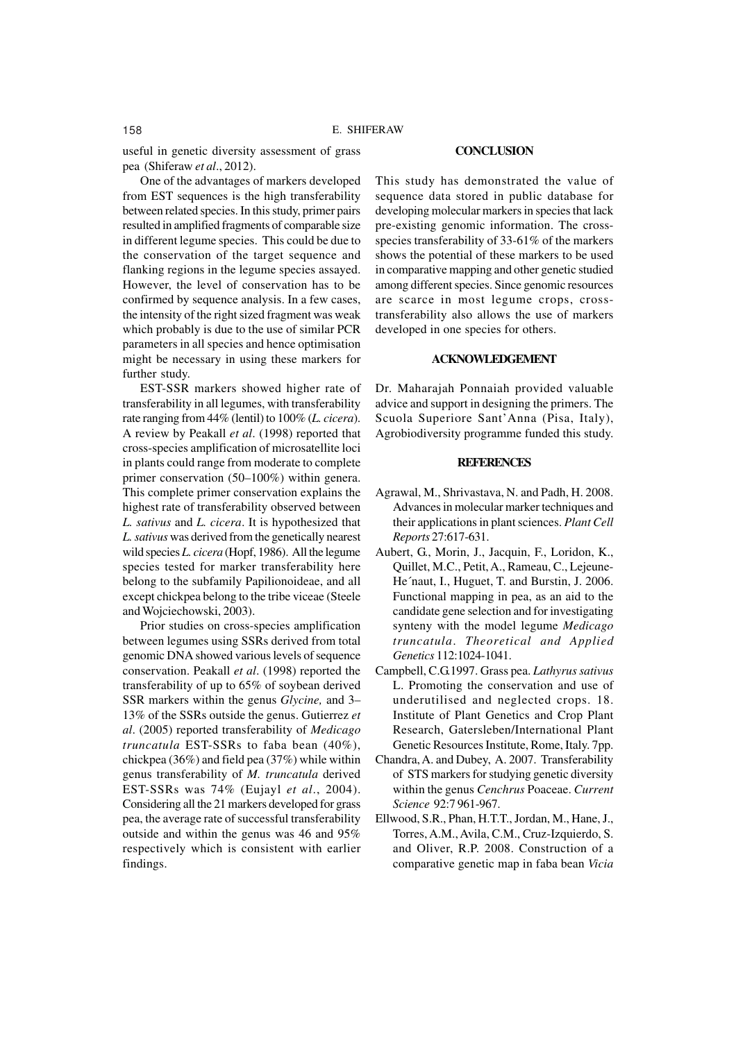useful in genetic diversity assessment of grass pea (Shiferaw *et al*., 2012).

One of the advantages of markers developed from EST sequences is the high transferability between related species. In this study, primer pairs resulted in amplified fragments of comparable size in different legume species. This could be due to the conservation of the target sequence and flanking regions in the legume species assayed. However, the level of conservation has to be confirmed by sequence analysis. In a few cases, the intensity of the right sized fragment was weak which probably is due to the use of similar PCR parameters in all species and hence optimisation might be necessary in using these markers for further study.

EST-SSR markers showed higher rate of transferability in all legumes, with transferability rate ranging from 44% (lentil) to 100% (*L. cicera*). A review by Peakall *et al*. (1998) reported that cross-species amplification of microsatellite loci in plants could range from moderate to complete primer conservation (50–100%) within genera. This complete primer conservation explains the highest rate of transferability observed between *L. sativus* and *L. cicera*. It is hypothesized that *L. sativus* was derived from the genetically nearest wild species *L. cicera* (Hopf, 1986). All the legume species tested for marker transferability here belong to the subfamily Papilionoideae, and all except chickpea belong to the tribe viceae (Steele and Wojciechowski, 2003).

Prior studies on cross-species amplification between legumes using SSRs derived from total genomic DNA showed various levels of sequence conservation. Peakall *et al*. (1998) reported the transferability of up to 65% of soybean derived SSR markers within the genus *Glycine,* and 3–13% of the SSRs outside the genus. Gutierrez *et al*. (2005) reported transferability of *Medicago truncatula* EST-SSRs to faba bean (40%), chickpea (36%) and field pea (37%) while within genus transferability of *M. truncatula* derived EST-SSRs was 74% (Eujayl *et al*., 2004). Considering all the 21 markers developed for grass pea, the average rate of successful transferability outside and within the genus was 46 and 95% respectively which is consistent with earlier findings.

## CONCLUSION

This study has demonstrated the value of sequence data stored in public database for developing molecular markers in species that lack pre-existing genomic information. The cross-species transferability of 33-61% of the markers shows the potential of these markers to be used in comparative mapping and other genetic studied among different species. Since genomic resources are scarce in most legume crops, cross-transferability also allows the use of markers developed in one species for others.

## ACKNOWLEDGEMENT

Dr. Maharajah Ponnaiah provided valuable advice and support in designing the primers. The Scuola Superiore Sant'Anna (Pisa, Italy), Agrobiodiversity programme funded this study.

## REFERENCES

Agrawal, M., Shrivastava, N. and Padh, H. 2008. Advances in molecular marker techniques and their applications in plant sciences. *Plant Cell Reports* 27:617-631.

Aubert, G., Morin, J., Jacquin, F., Loridon, K., Quillet, M.C., Petit, A., Rameau, C., Lejeune-He´naut, I., Huguet, T. and Burstin, J. 2006. Functional mapping in pea, as an aid to the candidate gene selection and for investigating synteny with the model legume *Medicago truncatula*. *Theoretical and Applied Genetics* 112:1024-1041.

Campbell, C.G.1997. Grass pea. *Lathyrus sativus* L. Promoting the conservation and use of underutilised and neglected crops. 18. Institute of Plant Genetics and Crop Plant Research, Gatersleben/International Plant Genetic Resources Institute, Rome, Italy. 7pp.

Chandra, A. and Dubey, A. 2007. Transferability of STS markers for studying genetic diversity within the genus *Cenchrus* Poaceae. *Current Science* 92:7 961-967.

Ellwood, S.R., Phan, H.T.T., Jordan, M., Hane, J., Torres, A.M., Avila, C.M., Cruz-Izquierdo, S. and Oliver, R.P. 2008. Construction of a comparative genetic map in faba bean *Vicia*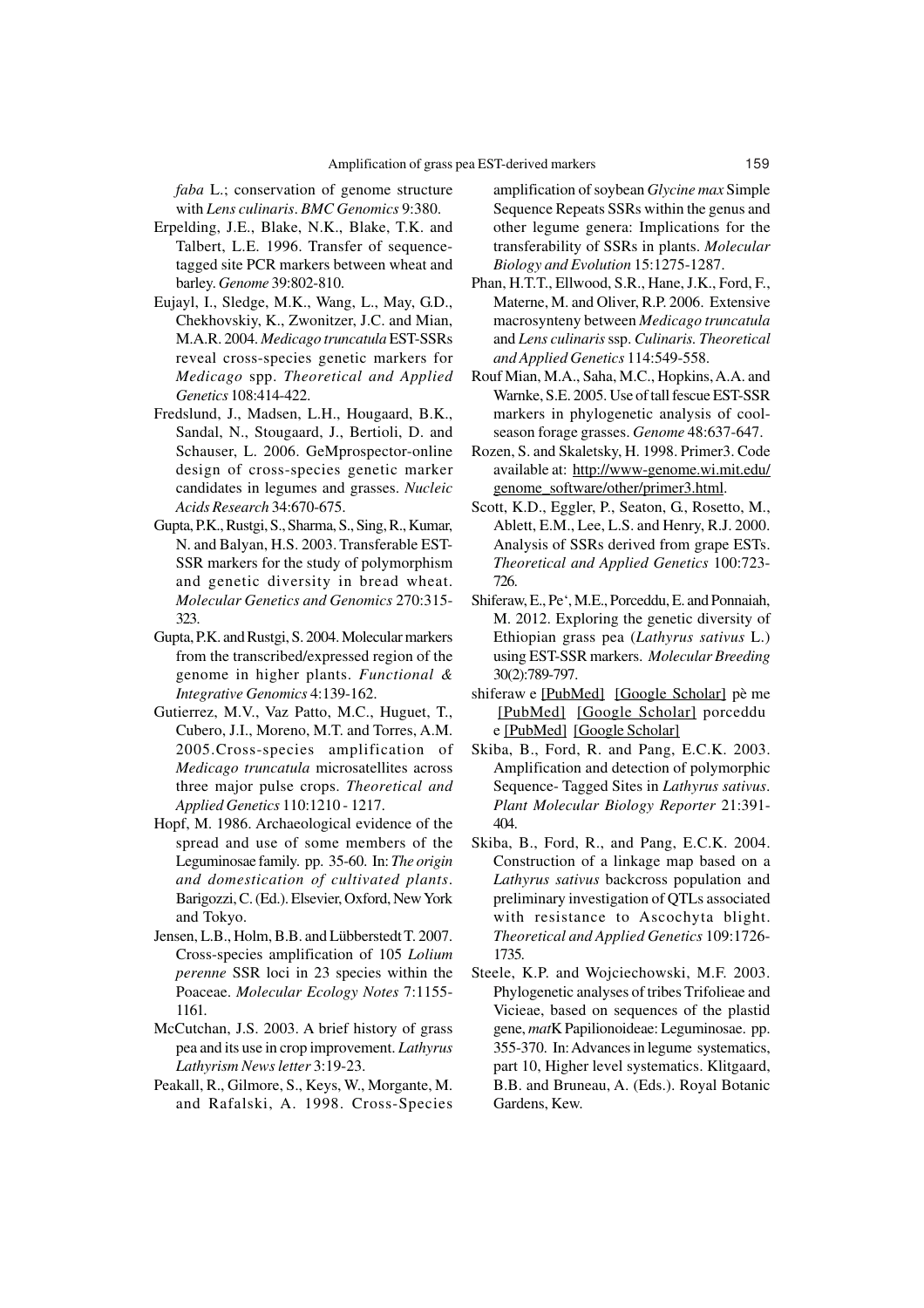*faba* L.; conservation of genome structure with *Lens culinaris*. *BMC Genomics* 9:380.

Erpelding, J.E., Blake, N.K., Blake, T.K. and Talbert, L.E. 1996. Transfer of sequence-tagged site PCR markers between wheat and barley. *Genome* 39:802-810.

Eujayl, I., Sledge, M.K., Wang, L., May, G.D., Chekhovskiy, K., Zwonitzer, J.C. and Mian, M.A.R. 2004. *Medicago truncatula* EST-SSRs reveal cross-species genetic markers for *Medicago* spp. *Theoretical and Applied Genetics* 108:414-422.

Fredslund, J., Madsen, L.H., Hougaard, B.K., Sandal, N., Stougaard, J., Bertioli, D. and Schauser, L. 2006. GeMprospector-online design of cross-species genetic marker candidates in legumes and grasses. *Nucleic Acids Research* 34:670-675.

Gupta, P.K., Rustgi, S., Sharma, S., Sing, R., Kumar, N. and Balyan, H.S. 2003. Transferable EST-SSR markers for the study of polymorphism and genetic diversity in bread wheat. *Molecular Genetics and Genomics* 270:315-323.

Gupta, P.K. and Rustgi, S. 2004. Molecular markers from the transcribed/expressed region of the genome in higher plants. *Functional & Integrative Genomics* 4:139-162.

Gutierrez, M.V., Vaz Patto, M.C., Huguet, T., Cubero, J.I., Moreno, M.T. and Torres, A.M. 2005.Cross-species amplification of *Medicago truncatula* microsatellites across three major pulse crops. *Theoretical and Applied Genetics* 110:1210 - 1217.

Hopf, M. 1986. Archaeological evidence of the spread and use of some members of the Leguminosae family. pp. 35-60. In: *The origin and domestication of cultivated plants*. Barigozzi, C. (Ed.). Elsevier, Oxford, New York and Tokyo.

Jensen, L.B., Holm, B.B. and Lübberstedt T. 2007. Cross-species amplification of 105 *Lolium perenne* SSR loci in 23 species within the Poaceae. *Molecular Ecology Notes* 7:1155-1161.

McCutchan, J.S. 2003. A brief history of grass pea and its use in crop improvement. *Lathyrus Lathyrism News letter* 3:19-23.

Peakall, R., Gilmore, S., Keys, W., Morgante, M. and Rafalski, A. 1998. Cross-Species amplification of soybean *Glycine max* Simple Sequence Repeats SSRs within the genus and other legume genera: Implications for the transferability of SSRs in plants. *Molecular Biology and Evolution* 15:1275-1287.

Phan, H.T.T., Ellwood, S.R., Hane, J.K., Ford, F., Materne, M. and Oliver, R.P. 2006. Extensive macrosynteny between *Medicago truncatula* and *Lens culinaris* ssp. *Culinaris*. *Theoretical and Applied Genetics* 114:549-558.

Rouf Mian, M.A., Saha, M.C., Hopkins, A.A. and Warnke, S.E. 2005. Use of tall fescue EST-SSR markers in phylogenetic analysis of cool-season forage grasses. *Genome* 48:637-647.

Rozen, S. and Skaletsky, H. 1998. Primer3. Code available at: http://www-genome.wi.mit.edu/genome_software/other/primer3.html.

Scott, K.D., Eggler, P., Seaton, G., Rosetto, M., Ablett, E.M., Lee, L.S. and Henry, R.J. 2000. Analysis of SSRs derived from grape ESTs. *Theoretical and Applied Genetics* 100:723-726.

Shiferaw, E., Pe', M.E., Porceddu, E. and Ponnaiah, M. 2012. Exploring the genetic diversity of Ethiopian grass pea (*Lathyrus sativus* L.) using EST-SSR markers. *Molecular Breeding* 30(2):789-797.

shiferaw e [PubMed] [Google Scholar] pè me [PubMed] [Google Scholar] porceddu e [PubMed] [Google Scholar]

Skiba, B., Ford, R. and Pang, E.C.K. 2003. Amplification and detection of polymorphic Sequence- Tagged Sites in *Lathyrus sativus*. *Plant Molecular Biology Reporter* 21:391-404.

Skiba, B., Ford, R., and Pang, E.C.K. 2004. Construction of a linkage map based on a *Lathyrus sativus* backcross population and preliminary investigation of QTLs associated with resistance to Ascochyta blight. *Theoretical and Applied Genetics* 109:1726-1735.

Steele, K.P. and Wojciechowski, M.F. 2003. Phylogenetic analyses of tribes Trifolieae and Vicieae, based on sequences of the plastid gene, *mat*K Papilionoideae: Leguminosae. pp. 355-370. In: Advances in legume systematics, part 10, Higher level systematics. Klitgaard, B.B. and Bruneau, A. (Eds.). Royal Botanic Gardens, Kew.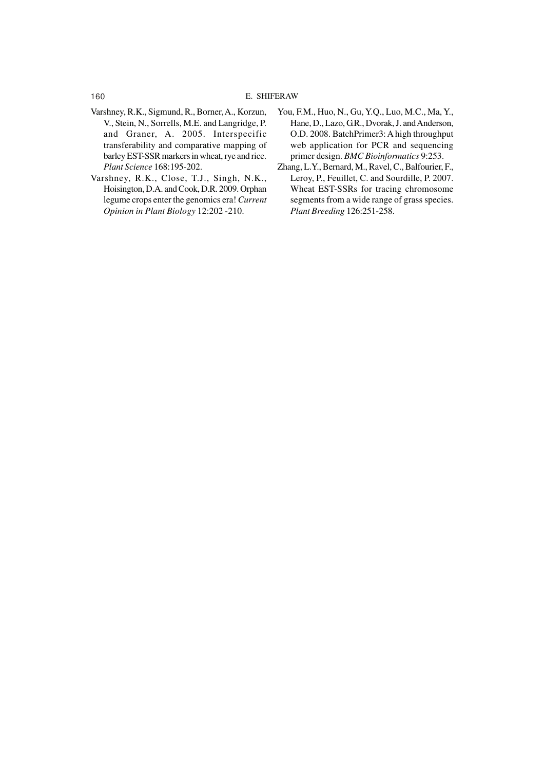Varshney, R.K., Sigmund, R., Borner, A., Korzun, V., Stein, N., Sorrells, M.E. and Langridge, P. and Graner, A. 2005. Interspecific transferability and comparative mapping of barley EST-SSR markers in wheat, rye and rice. *Plant Science* 168:195-202.

Varshney, R.K., Close, T.J., Singh, N.K., Hoisington, D.A. and Cook, D.R. 2009. Orphan legume crops enter the genomics era! *Current Opinion in Plant Biology* 12:202 -210.

You, F.M., Huo, N., Gu, Y.Q., Luo, M.C., Ma, Y., Hane, D., Lazo, G.R., Dvorak, J. and Anderson, O.D. 2008. BatchPrimer3: A high throughput web application for PCR and sequencing primer design. *BMC Bioinformatics* 9:253.

Zhang, L.Y., Bernard, M., Ravel, C., Balfourier, F., Leroy, P., Feuillet, C. and Sourdille, P. 2007. Wheat EST-SSRs for tracing chromosome segments from a wide range of grass species. *Plant Breeding* 126:251-258.